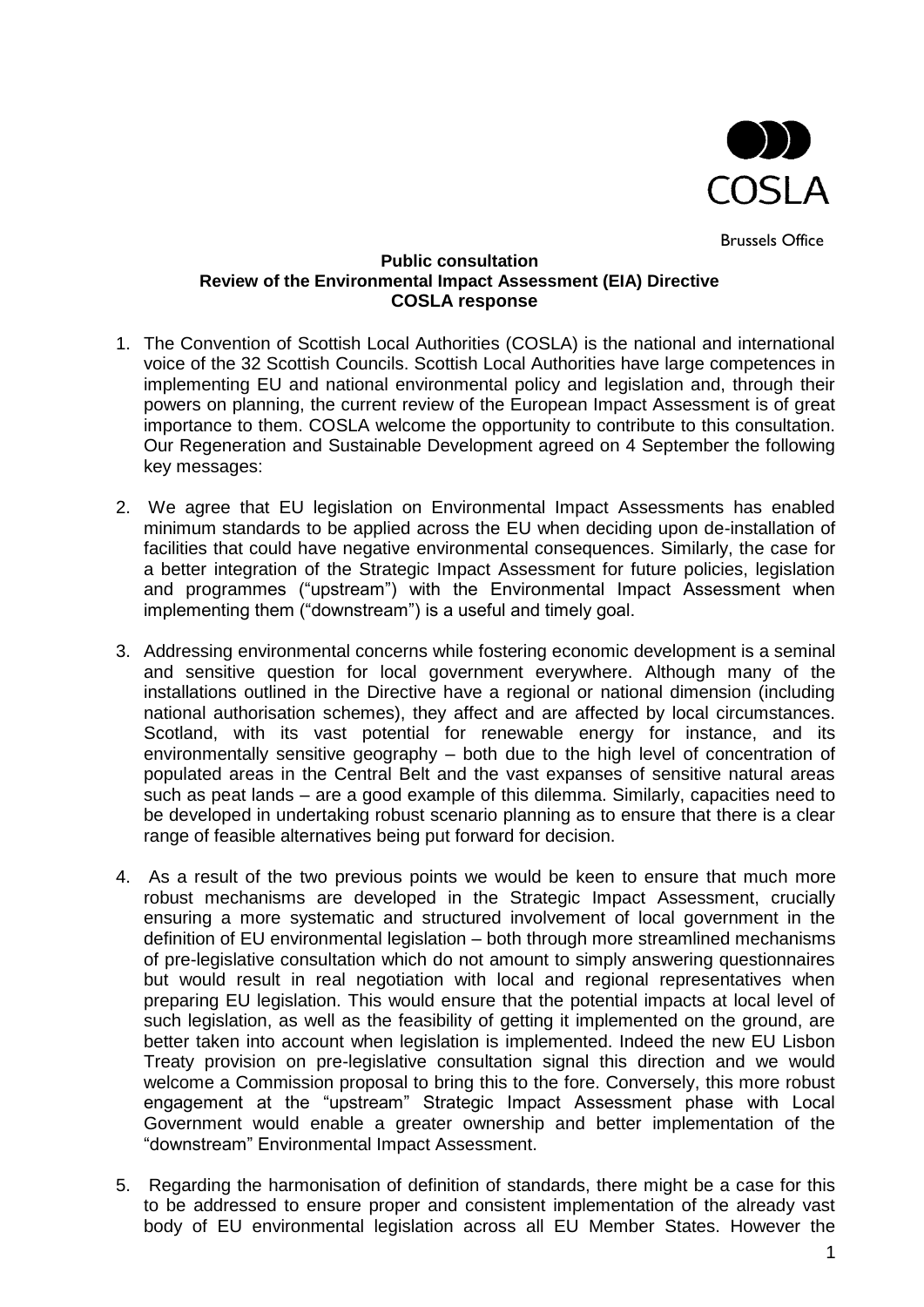COSLA

Brussels Office

**Public consultation**
**Review of the Environmental Impact Assessment (EIA) Directive**
**COSLA response**

1. The Convention of Scottish Local Authorities (COSLA) is the national and international voice of the 32 Scottish Councils. Scottish Local Authorities have large competences in implementing EU and national environmental policy and legislation and, through their powers on planning, the current review of the European Impact Assessment is of great importance to them. COSLA welcome the opportunity to contribute to this consultation. Our Regeneration and Sustainable Development agreed on 4 September the following key messages:

2. We agree that EU legislation on Environmental Impact Assessments has enabled minimum standards to be applied across the EU when deciding upon de-installation of facilities that could have negative environmental consequences. Similarly, the case for a better integration of the Strategic Impact Assessment for future policies, legislation and programmes ("upstream") with the Environmental Impact Assessment when implementing them ("downstream") is a useful and timely goal.

3. Addressing environmental concerns while fostering economic development is a seminal and sensitive question for local government everywhere. Although many of the installations outlined in the Directive have a regional or national dimension (including national authorisation schemes), they affect and are affected by local circumstances. Scotland, with its vast potential for renewable energy for instance, and its environmentally sensitive geography – both due to the high level of concentration of populated areas in the Central Belt and the vast expanses of sensitive natural areas such as peat lands – are a good example of this dilemma. Similarly, capacities need to be developed in undertaking robust scenario planning as to ensure that there is a clear range of feasible alternatives being put forward for decision.

4. As a result of the two previous points we would be keen to ensure that much more robust mechanisms are developed in the Strategic Impact Assessment, crucially ensuring a more systematic and structured involvement of local government in the definition of EU environmental legislation – both through more streamlined mechanisms of pre-legislative consultation which do not amount to simply answering questionnaires but would result in real negotiation with local and regional representatives when preparing EU legislation. This would ensure that the potential impacts at local level of such legislation, as well as the feasibility of getting it implemented on the ground, are better taken into account when legislation is implemented. Indeed the new EU Lisbon Treaty provision on pre-legislative consultation signal this direction and we would welcome a Commission proposal to bring this to the fore. Conversely, this more robust engagement at the "upstream" Strategic Impact Assessment phase with Local Government would enable a greater ownership and better implementation of the "downstream" Environmental Impact Assessment.

5. Regarding the harmonisation of definition of standards, there might be a case for this to be addressed to ensure proper and consistent implementation of the already vast body of EU environmental legislation across all EU Member States. However the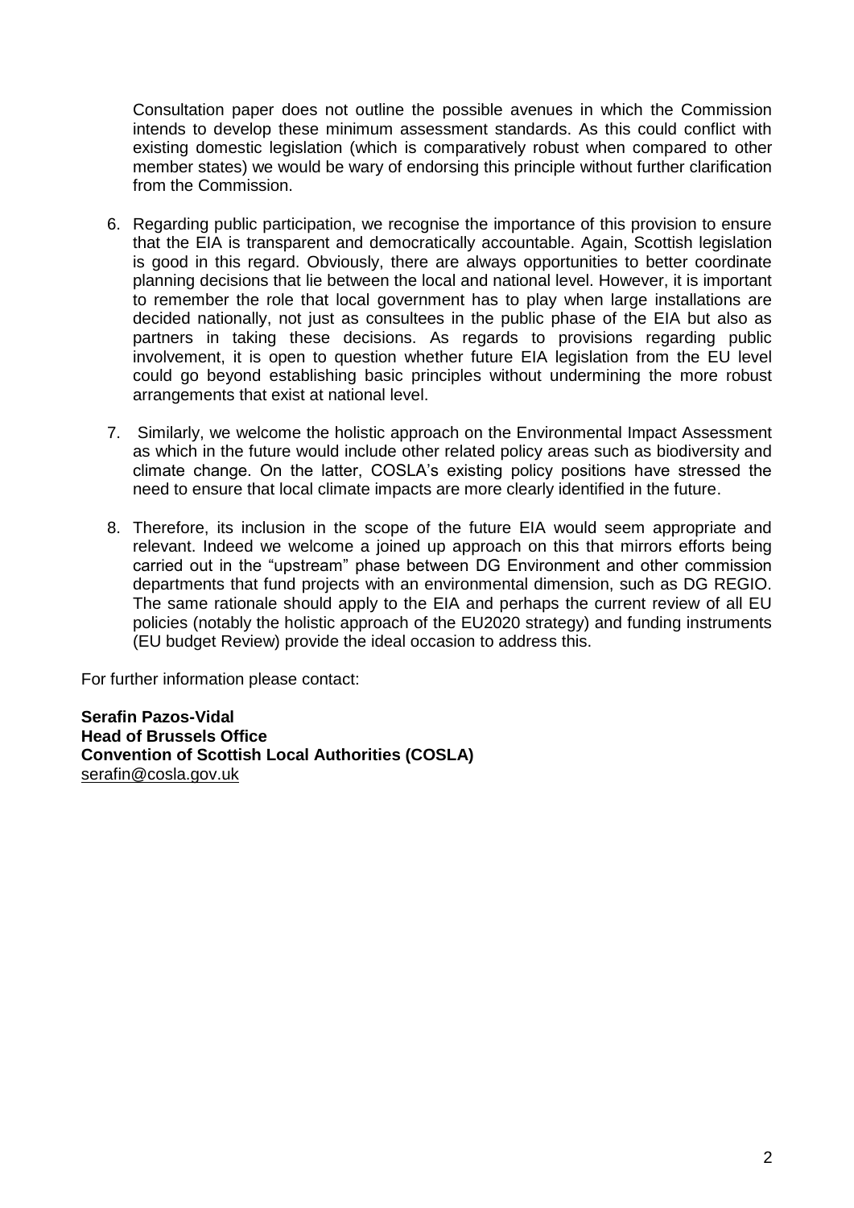Consultation paper does not outline the possible avenues in which the Commission intends to develop these minimum assessment standards. As this could conflict with existing domestic legislation (which is comparatively robust when compared to other member states) we would be wary of endorsing this principle without further clarification from the Commission.

6. Regarding public participation, we recognise the importance of this provision to ensure that the EIA is transparent and democratically accountable. Again, Scottish legislation is good in this regard. Obviously, there are always opportunities to better coordinate planning decisions that lie between the local and national level. However, it is important to remember the role that local government has to play when large installations are decided nationally, not just as consultees in the public phase of the EIA but also as partners in taking these decisions. As regards to provisions regarding public involvement, it is open to question whether future EIA legislation from the EU level could go beyond establishing basic principles without undermining the more robust arrangements that exist at national level.

7. Similarly, we welcome the holistic approach on the Environmental Impact Assessment as which in the future would include other related policy areas such as biodiversity and climate change. On the latter, COSLA's existing policy positions have stressed the need to ensure that local climate impacts are more clearly identified in the future.

8. Therefore, its inclusion in the scope of the future EIA would seem appropriate and relevant. Indeed we welcome a joined up approach on this that mirrors efforts being carried out in the "upstream" phase between DG Environment and other commission departments that fund projects with an environmental dimension, such as DG REGIO. The same rationale should apply to the EIA and perhaps the current review of all EU policies (notably the holistic approach of the EU2020 strategy) and funding instruments (EU budget Review) provide the ideal occasion to address this.

For further information please contact:

**Serafin Pazos-Vidal**
**Head of Brussels Office**
**Convention of Scottish Local Authorities (COSLA)**
serafin@cosla.gov.uk